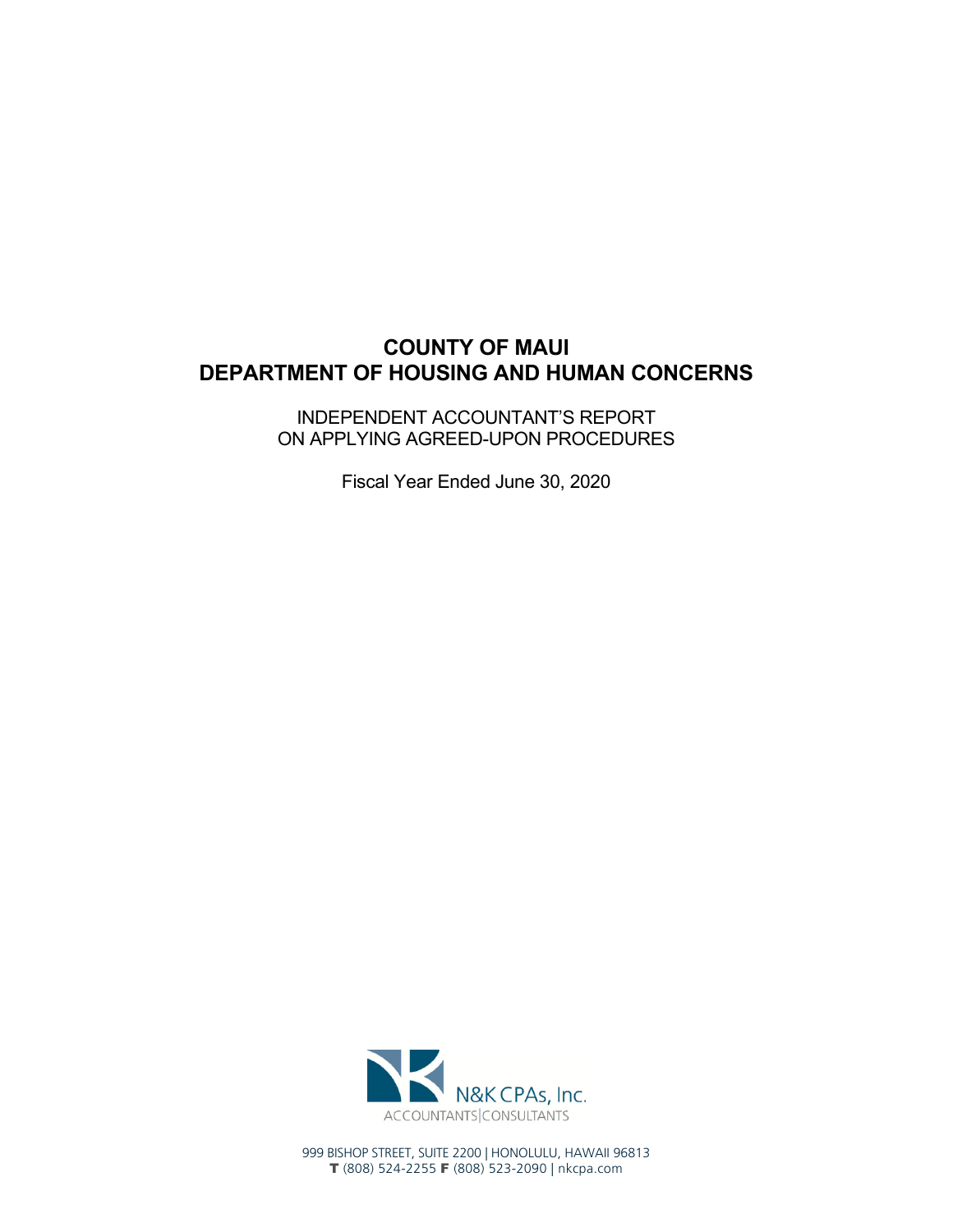# COUNTY OF MAUI
# DEPARTMENT OF HOUSING AND HUMAN CONCERNS

INDEPENDENT ACCOUNTANT'S REPORT
ON APPLYING AGREED-UPON PROCEDURES

Fiscal Year Ended June 30, 2020

N&K CPAs, Inc.
ACCOUNTANTS | CONSULTANTS

999 BISHOP STREET, SUITE 2200 | HONOLULU, HAWAII 96813
T (808) 524-2255 F (808) 523-2090 | nkcpa.com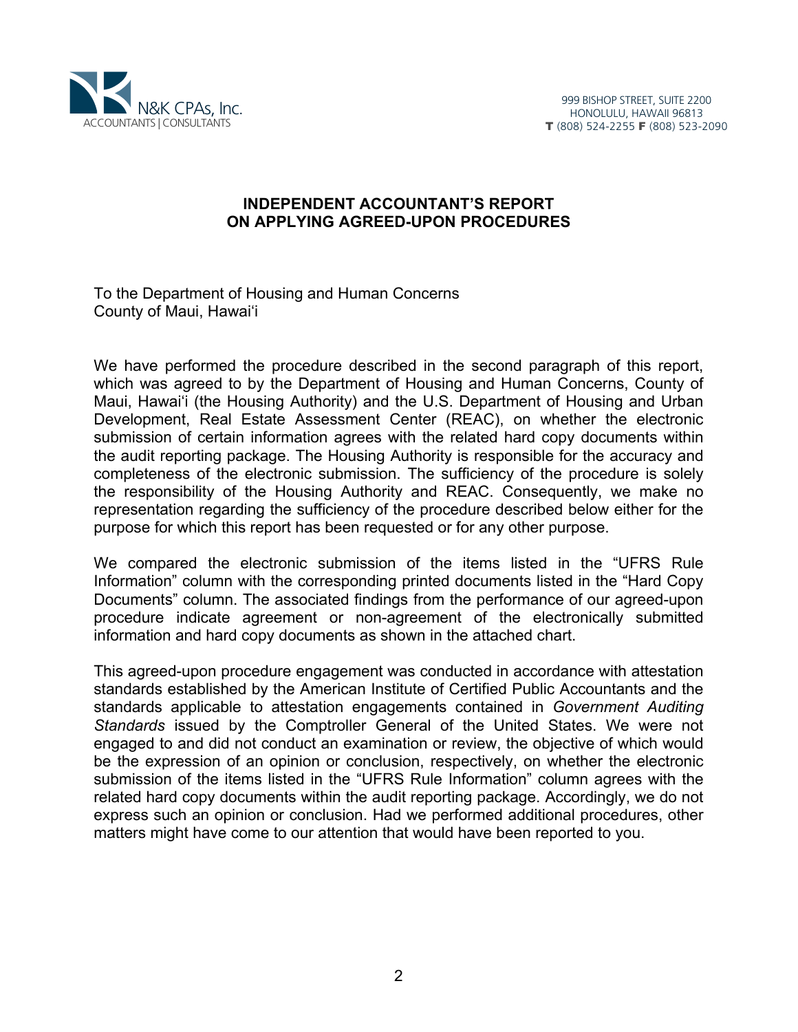N&K CPAs, Inc.
ACCOUNTANTS | CONSULTANTS

999 BISHOP STREET, SUITE 2200
HONOLULU, HAWAII 96813
T (808) 524-2255 F (808) 523-2090

## INDEPENDENT ACCOUNTANT'S REPORT ON APPLYING AGREED-UPON PROCEDURES

To the Department of Housing and Human Concerns
County of Maui, Hawai'i

We have performed the procedure described in the second paragraph of this report, which was agreed to by the Department of Housing and Human Concerns, County of Maui, Hawai'i (the Housing Authority) and the U.S. Department of Housing and Urban Development, Real Estate Assessment Center (REAC), on whether the electronic submission of certain information agrees with the related hard copy documents within the audit reporting package. The Housing Authority is responsible for the accuracy and completeness of the electronic submission. The sufficiency of the procedure is solely the responsibility of the Housing Authority and REAC. Consequently, we make no representation regarding the sufficiency of the procedure described below either for the purpose for which this report has been requested or for any other purpose.

We compared the electronic submission of the items listed in the "UFRS Rule Information" column with the corresponding printed documents listed in the "Hard Copy Documents" column. The associated findings from the performance of our agreed-upon procedure indicate agreement or non-agreement of the electronically submitted information and hard copy documents as shown in the attached chart.

This agreed-upon procedure engagement was conducted in accordance with attestation standards established by the American Institute of Certified Public Accountants and the standards applicable to attestation engagements contained in *Government Auditing Standards* issued by the Comptroller General of the United States. We were not engaged to and did not conduct an examination or review, the objective of which would be the expression of an opinion or conclusion, respectively, on whether the electronic submission of the items listed in the "UFRS Rule Information" column agrees with the related hard copy documents within the audit reporting package. Accordingly, we do not express such an opinion or conclusion. Had we performed additional procedures, other matters might have come to our attention that would have been reported to you.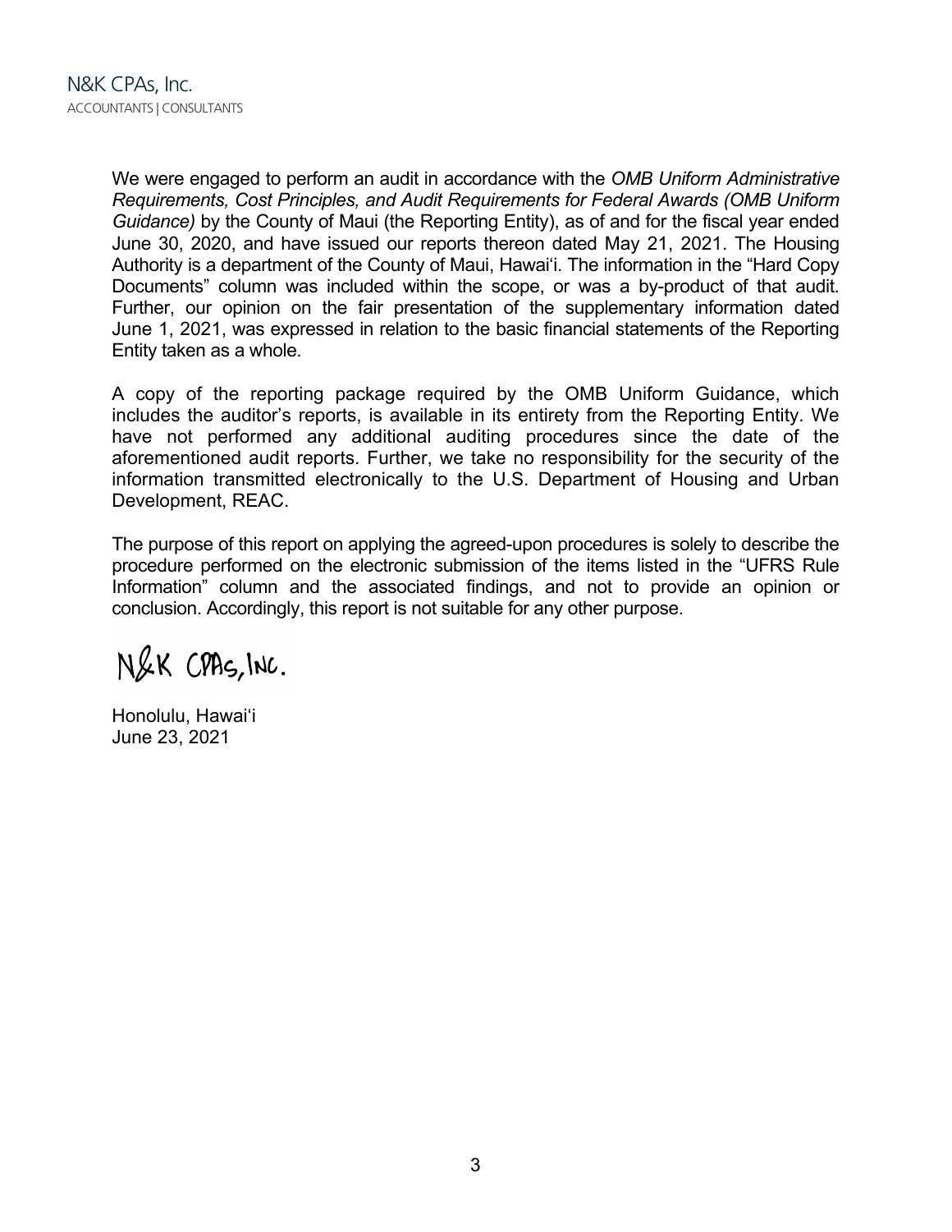N&K CPAs, Inc.
ACCOUNTANTS | CONSULTANTS

We were engaged to perform an audit in accordance with the *OMB Uniform Administrative Requirements, Cost Principles, and Audit Requirements for Federal Awards (OMB Uniform Guidance)* by the County of Maui (the Reporting Entity), as of and for the fiscal year ended June 30, 2020, and have issued our reports thereon dated May 21, 2021. The Housing Authority is a department of the County of Maui, Hawaiʻi. The information in the "Hard Copy Documents" column was included within the scope, or was a by-product of that audit. Further, our opinion on the fair presentation of the supplementary information dated June 1, 2021, was expressed in relation to the basic financial statements of the Reporting Entity taken as a whole.

A copy of the reporting package required by the OMB Uniform Guidance, which includes the auditor's reports, is available in its entirety from the Reporting Entity. We have not performed any additional auditing procedures since the date of the aforementioned audit reports. Further, we take no responsibility for the security of the information transmitted electronically to the U.S. Department of Housing and Urban Development, REAC.

The purpose of this report on applying the agreed-upon procedures is solely to describe the procedure performed on the electronic submission of the items listed in the "UFRS Rule Information" column and the associated findings, and not to provide an opinion or conclusion. Accordingly, this report is not suitable for any other purpose.

N&K CPAs, Inc.

Honolulu, Hawaiʻi
June 23, 2021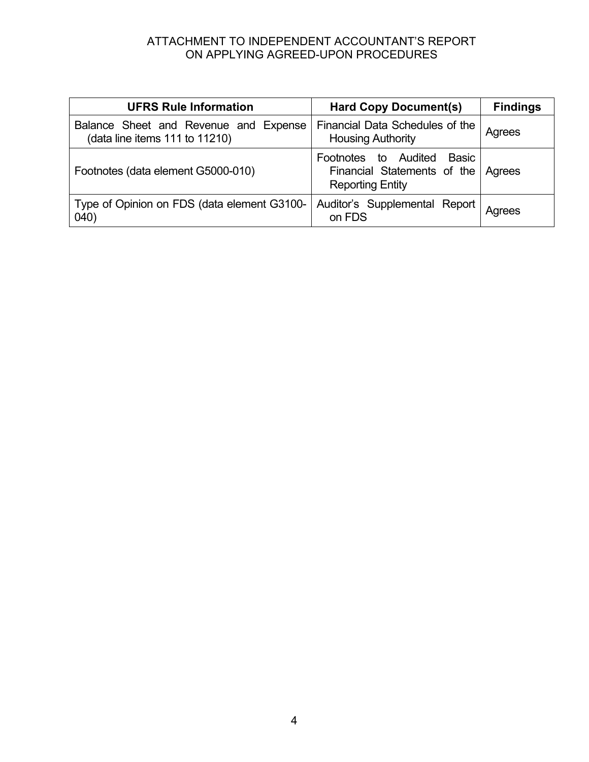ATTACHMENT TO INDEPENDENT ACCOUNTANT'S REPORT
ON APPLYING AGREED-UPON PROCEDURES

| UFRS Rule Information | Hard Copy Document(s) | Findings |
|---|---|---|
| Balance Sheet and Revenue and Expense (data line items 111 to 11210) | Financial Data Schedules of the Housing Authority | Agrees |
| Footnotes (data element G5000-010) | Footnotes to Audited Basic Financial Statements of the Reporting Entity | Agrees |
| Type of Opinion on FDS (data element G3100-040) | Auditor's Supplemental Report on FDS | Agrees |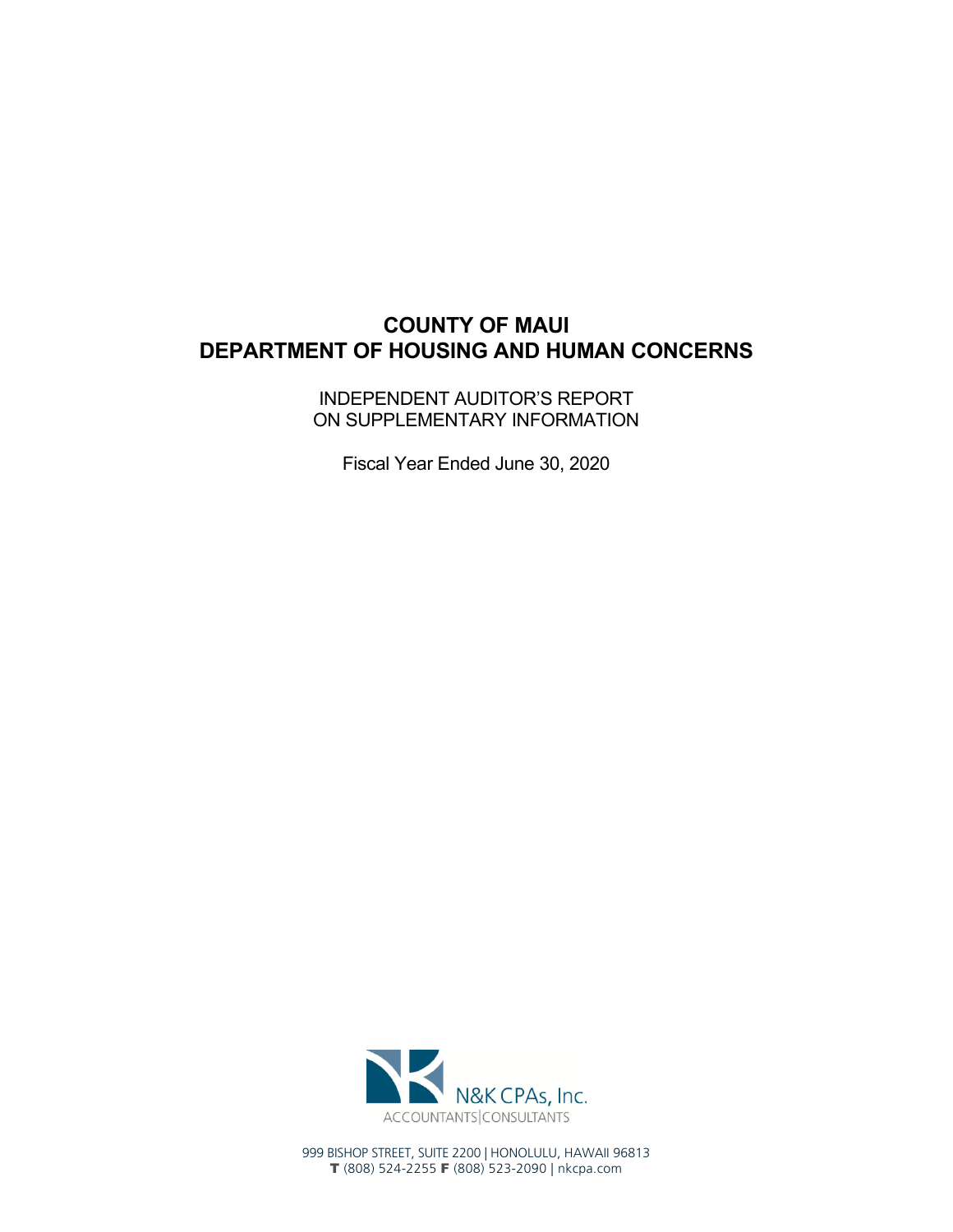# COUNTY OF MAUI
# DEPARTMENT OF HOUSING AND HUMAN CONCERNS

INDEPENDENT AUDITOR'S REPORT
ON SUPPLEMENTARY INFORMATION

Fiscal Year Ended June 30, 2020

N&K CPAs, Inc.
ACCOUNTANTS | CONSULTANTS

999 BISHOP STREET, SUITE 2200 | HONOLULU, HAWAII 96813
T (808) 524-2255 F (808) 523-2090 | nkcpa.com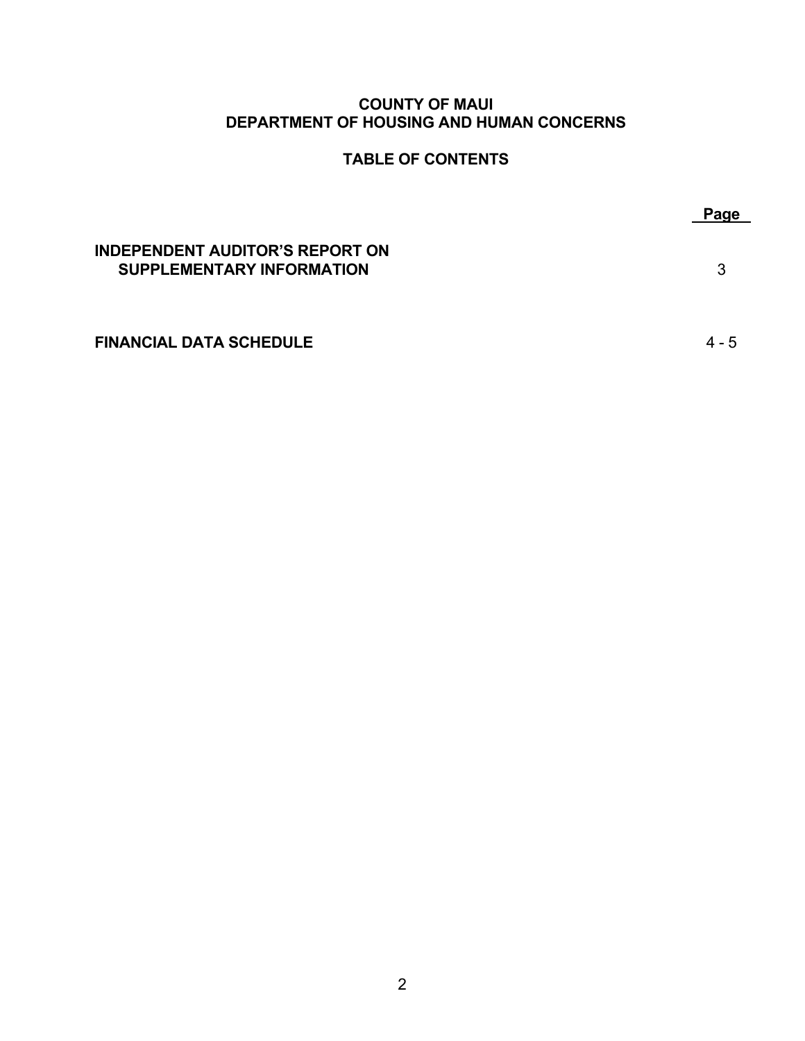# COUNTY OF MAUI
# DEPARTMENT OF HOUSING AND HUMAN CONCERNS

## TABLE OF CONTENTS

| | Page |
|---|---|
| **INDEPENDENT AUDITOR'S REPORT ON SUPPLEMENTARY INFORMATION** | 3 |
| **FINANCIAL DATA SCHEDULE** | 4 - 5 |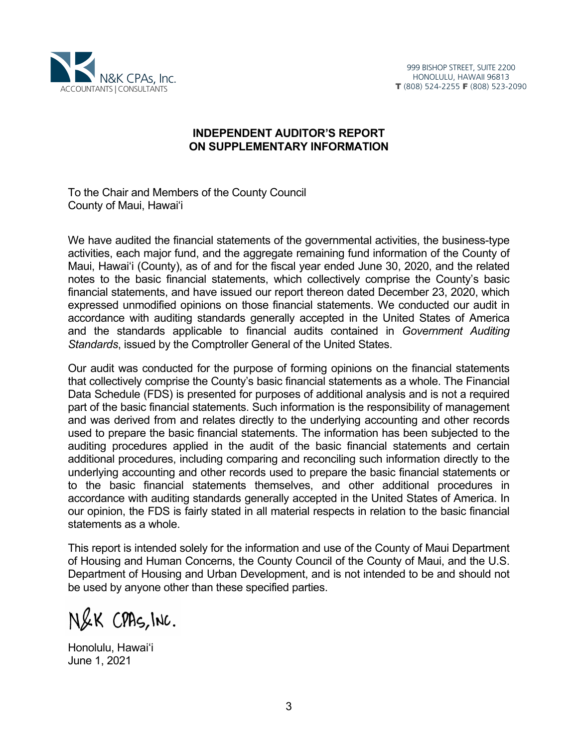N&K CPAs, Inc.
ACCOUNTANTS | CONSULTANTS

999 BISHOP STREET, SUITE 2200
HONOLULU, HAWAII 96813
T (808) 524-2255 F (808) 523-2090

# INDEPENDENT AUDITOR'S REPORT ON SUPPLEMENTARY INFORMATION

To the Chair and Members of the County Council
County of Maui, Hawai'i

We have audited the financial statements of the governmental activities, the business-type activities, each major fund, and the aggregate remaining fund information of the County of Maui, Hawai'i (County), as of and for the fiscal year ended June 30, 2020, and the related notes to the basic financial statements, which collectively comprise the County's basic financial statements, and have issued our report thereon dated December 23, 2020, which expressed unmodified opinions on those financial statements. We conducted our audit in accordance with auditing standards generally accepted in the United States of America and the standards applicable to financial audits contained in *Government Auditing Standards*, issued by the Comptroller General of the United States.

Our audit was conducted for the purpose of forming opinions on the financial statements that collectively comprise the County's basic financial statements as a whole. The Financial Data Schedule (FDS) is presented for purposes of additional analysis and is not a required part of the basic financial statements. Such information is the responsibility of management and was derived from and relates directly to the underlying accounting and other records used to prepare the basic financial statements. The information has been subjected to the auditing procedures applied in the audit of the basic financial statements and certain additional procedures, including comparing and reconciling such information directly to the underlying accounting and other records used to prepare the basic financial statements or to the basic financial statements themselves, and other additional procedures in accordance with auditing standards generally accepted in the United States of America. In our opinion, the FDS is fairly stated in all material respects in relation to the basic financial statements as a whole.

This report is intended solely for the information and use of the County of Maui Department of Housing and Human Concerns, the County Council of the County of Maui, and the U.S. Department of Housing and Urban Development, and is not intended to be and should not be used by anyone other than these specified parties.

N&K CPAs, Inc.

Honolulu, Hawai'i
June 1, 2021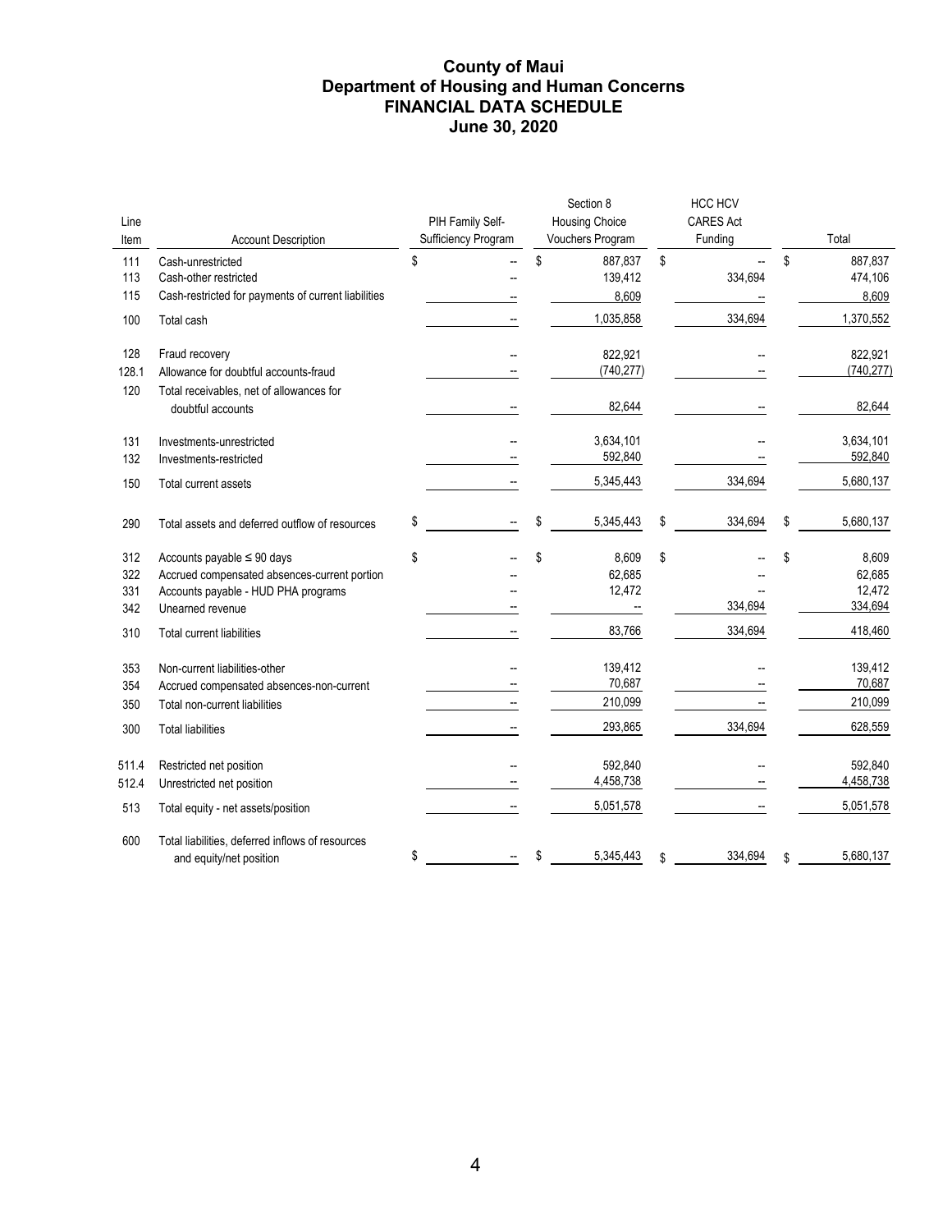# County of Maui
# Department of Housing and Human Concerns
# FINANCIAL DATA SCHEDULE
# June 30, 2020

| Line Item | Account Description | PIH Family Self-Sufficiency Program | Section 8 Housing Choice Vouchers Program | HCC HCV CARES Act Funding | Total |
|---|---|---|---|---|---|
| 111 | Cash-unrestricted | $ -- | $ 887,837 | $ -- | $ 887,837 |
| 113 | Cash-other restricted | -- | 139,412 | 334,694 | 474,106 |
| 115 | Cash-restricted for payments of current liabilities | -- | 8,609 | -- | 8,609 |
| 100 | Total cash | -- | 1,035,858 | 334,694 | 1,370,552 |
| 128 | Fraud recovery | -- | 822,921 | -- | 822,921 |
| 128.1 | Allowance for doubtful accounts-fraud | -- | (740,277) | -- | (740,277) |
| 120 | Total receivables, net of allowances for doubtful accounts | -- | 82,644 | -- | 82,644 |
| 131 | Investments-unrestricted | -- | 3,634,101 | -- | 3,634,101 |
| 132 | Investments-restricted | -- | 592,840 | -- | 592,840 |
| 150 | Total current assets | -- | 5,345,443 | 334,694 | 5,680,137 |
| 290 | Total assets and deferred outflow of resources | $ -- | $ 5,345,443 | $ 334,694 | $ 5,680,137 |
| 312 | Accounts payable ≤ 90 days | $ -- | $ 8,609 | $ -- | $ 8,609 |
| 322 | Accrued compensated absences-current portion | -- | 62,685 | -- | 62,685 |
| 331 | Accounts payable - HUD PHA programs | -- | 12,472 | -- | 12,472 |
| 342 | Unearned revenue | -- | -- | 334,694 | 334,694 |
| 310 | Total current liabilities | -- | 83,766 | 334,694 | 418,460 |
| 353 | Non-current liabilities-other | -- | 139,412 | -- | 139,412 |
| 354 | Accrued compensated absences-non-current | -- | 70,687 | -- | 70,687 |
| 350 | Total non-current liabilities | -- | 210,099 | -- | 210,099 |
| 300 | Total liabilities | -- | 293,865 | 334,694 | 628,559 |
| 511.4 | Restricted net position | -- | 592,840 | -- | 592,840 |
| 512.4 | Unrestricted net position | -- | 4,458,738 | -- | 4,458,738 |
| 513 | Total equity - net assets/position | -- | 5,051,578 | -- | 5,051,578 |
| 600 | Total liabilities, deferred inflows of resources and equity/net position | $ -- | $ 5,345,443 | $ 334,694 | $ 5,680,137 |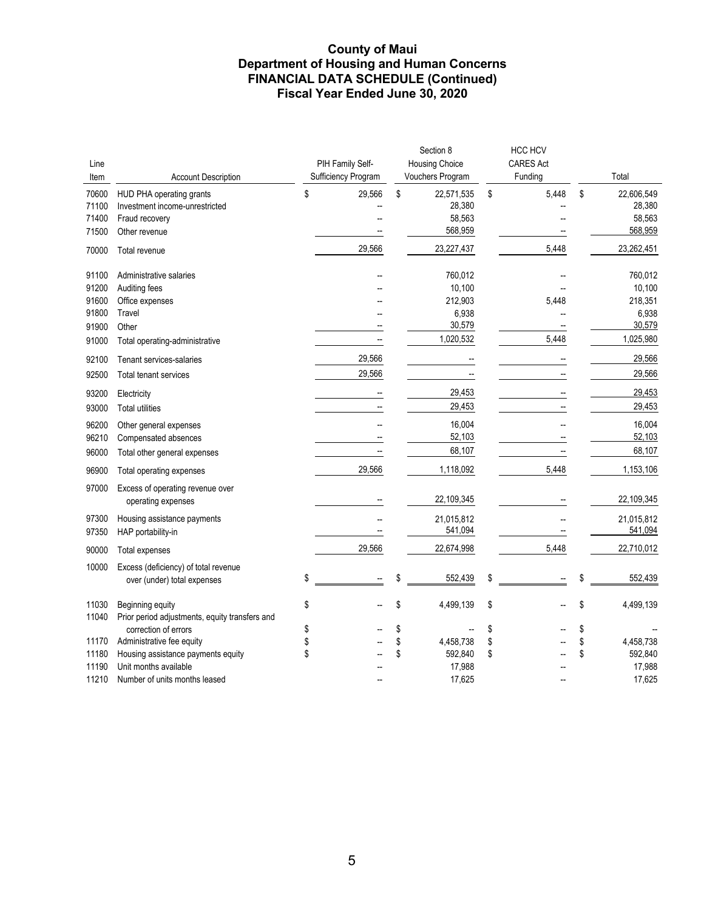# County of Maui
## Department of Housing and Human Concerns
## FINANCIAL DATA SCHEDULE (Continued)
## Fiscal Year Ended June 30, 2020

| Line Item | Account Description | PIH Family Self-Sufficiency Program | Section 8 Housing Choice Vouchers Program | HCC HCV CARES Act Funding | Total |
|---|---|---|---|---|---|
| 70600 | HUD PHA operating grants | $ 29,566 | $ 22,571,535 | $ 5,448 | $ 22,606,549 |
| 71100 | Investment income-unrestricted | -- | 28,380 | -- | 28,380 |
| 71400 | Fraud recovery | -- | 58,563 | -- | 58,563 |
| 71500 | Other revenue | -- | 568,959 | -- | 568,959 |
| 70000 | Total revenue | 29,566 | 23,227,437 | 5,448 | 23,262,451 |
| 91100 | Administrative salaries | -- | 760,012 | -- | 760,012 |
| 91200 | Auditing fees | -- | 10,100 | -- | 10,100 |
| 91600 | Office expenses | -- | 212,903 | 5,448 | 218,351 |
| 91800 | Travel | -- | 6,938 | -- | 6,938 |
| 91900 | Other | -- | 30,579 | -- | 30,579 |
| 91000 | Total operating-administrative | -- | 1,020,532 | 5,448 | 1,025,980 |
| 92100 | Tenant services-salaries | 29,566 | -- | -- | 29,566 |
| 92500 | Total tenant services | 29,566 | -- | -- | 29,566 |
| 93200 | Electricity | -- | 29,453 | -- | 29,453 |
| 93000 | Total utilities | -- | 29,453 | -- | 29,453 |
| 96200 | Other general expenses | -- | 16,004 | -- | 16,004 |
| 96210 | Compensated absences | -- | 52,103 | -- | 52,103 |
| 96000 | Total other general expenses | -- | 68,107 | -- | 68,107 |
| 96900 | Total operating expenses | 29,566 | 1,118,092 | 5,448 | 1,153,106 |
| 97000 | Excess of operating revenue over operating expenses | -- | 22,109,345 | -- | 22,109,345 |
| 97300 | Housing assistance payments | -- | 21,015,812 | -- | 21,015,812 |
| 97350 | HAP portability-in | -- | 541,094 | -- | 541,094 |
| 90000 | Total expenses | 29,566 | 22,674,998 | 5,448 | 22,710,012 |
| 10000 | Excess (deficiency) of total revenue over (under) total expenses | $ -- | $ 552,439 | $ -- | $ 552,439 |
| 11030 | Beginning equity | $ -- | $ 4,499,139 | $ -- | $ 4,499,139 |
| 11040 | Prior period adjustments, equity transfers and correction of errors | $ -- | $ -- | $ -- | $ -- |
| 11170 | Administrative fee equity | $ -- | $ 4,458,738 | $ -- | $ 4,458,738 |
| 11180 | Housing assistance payments equity | $ -- | $ 592,840 | $ -- | $ 592,840 |
| 11190 | Unit months available | -- | 17,988 | -- | 17,988 |
| 11210 | Number of units months leased | -- | 17,625 | -- | 17,625 |